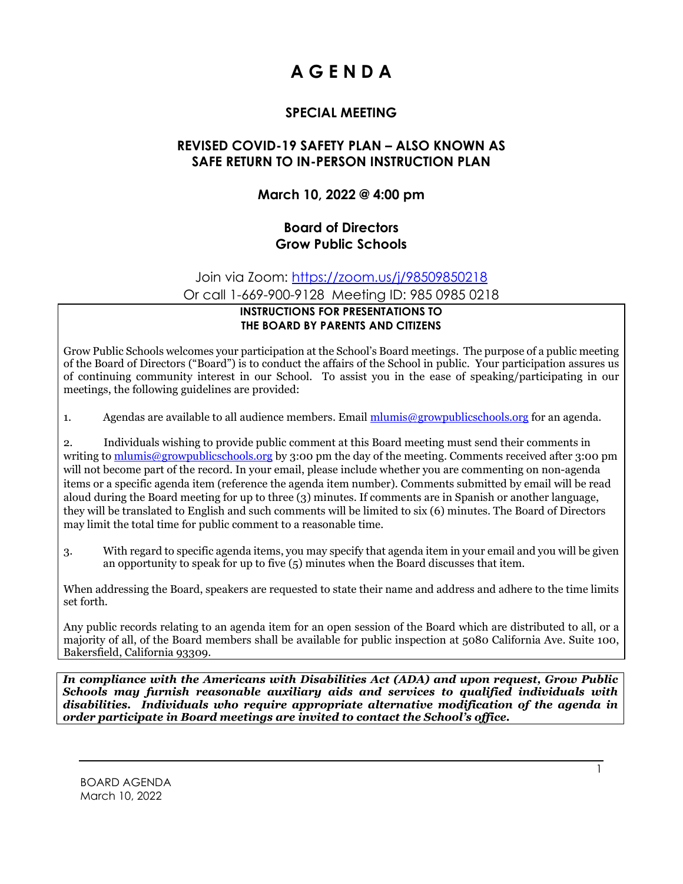# A G E N D A

## SPECIAL MEETING

## REVISED COVID-19 SAFETY PLAN – ALSO KNOWN AS SAFE RETURN TO IN-PERSON INSTRUCTION PLAN

### March 10, 2022 @ 4:00 pm

### Board of Directors
### Grow Public Schools

Join via Zoom: [https://zoom.us/j/98509850218](https://zoom.us/j/98509850218)
Or call 1-669-900-9128 Meeting ID: 985 0985 0218

**INSTRUCTIONS FOR PRESENTATIONS TO THE BOARD BY PARENTS AND CITIZENS**

Grow Public Schools welcomes your participation at the School's Board meetings. The purpose of a public meeting of the Board of Directors ("Board") is to conduct the affairs of the School in public. Your participation assures us of continuing community interest in our School. To assist you in the ease of speaking/participating in our meetings, the following guidelines are provided:

1. Agendas are available to all audience members. Email [mlumis@growpublicschools.org](mailto:mlumis@growpublicschools.org) for an agenda.

2. Individuals wishing to provide public comment at this Board meeting must send their comments in writing to [mlumis@growpublicschools.org](mailto:mlumis@growpublicschools.org) by 3:00 pm the day of the meeting. Comments received after 3:00 pm will not become part of the record. In your email, please include whether you are commenting on non-agenda items or a specific agenda item (reference the agenda item number). Comments submitted by email will be read aloud during the Board meeting for up to three (3) minutes. If comments are in Spanish or another language, they will be translated to English and such comments will be limited to six (6) minutes. The Board of Directors may limit the total time for public comment to a reasonable time.

3. With regard to specific agenda items, you may specify that agenda item in your email and you will be given an opportunity to speak for up to five (5) minutes when the Board discusses that item.

When addressing the Board, speakers are requested to state their name and address and adhere to the time limits set forth.

Any public records relating to an agenda item for an open session of the Board which are distributed to all, or a majority of all, of the Board members shall be available for public inspection at 5080 California Ave. Suite 100, Bakersfield, California 93309.

***In compliance with the Americans with Disabilities Act (ADA) and upon request, Grow Public Schools may furnish reasonable auxiliary aids and services to qualified individuals with disabilities. Individuals who require appropriate alternative modification of the agenda in order participate in Board meetings are invited to contact the School's office.***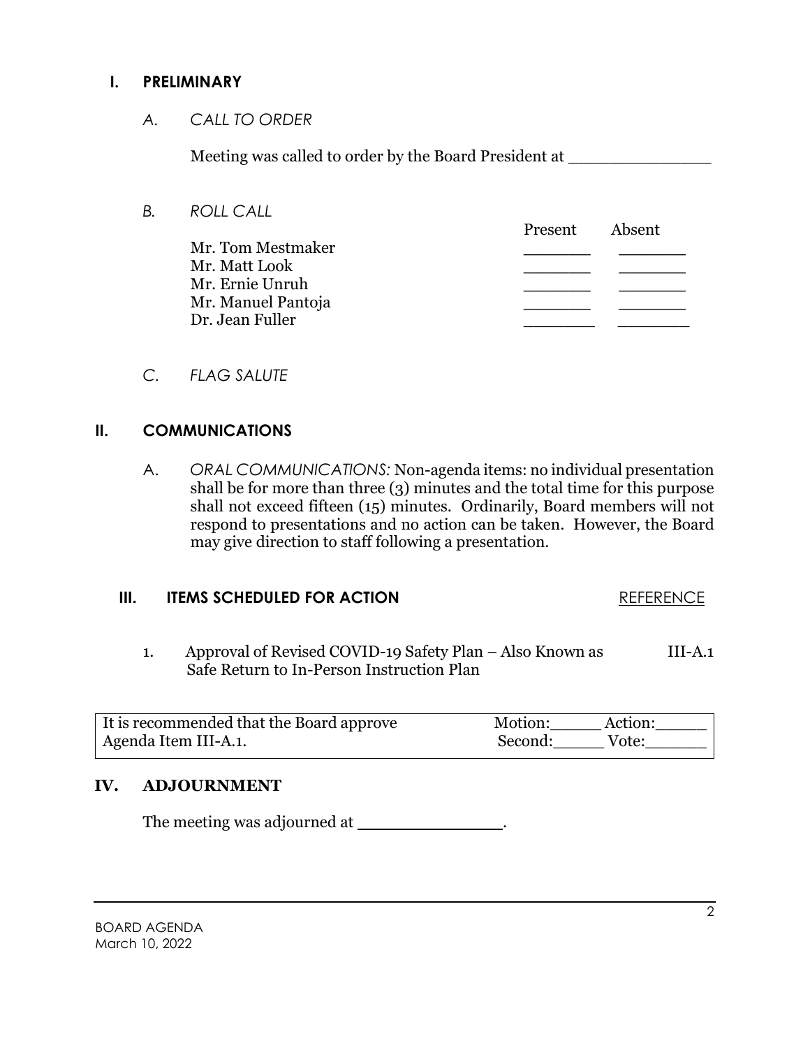## I. PRELIMINARY

*A. CALL TO ORDER*

Meeting was called to order by the Board President at _______________

*B. ROLL CALL*

| | Present | Absent |
|---|---|---|
| Mr. Tom Mestmaker | _______ | _______ |
| Mr. Matt Look | _______ | _______ |
| Mr. Ernie Unruh | _______ | _______ |
| Mr. Manuel Pantoja | _______ | _______ |
| Dr. Jean Fuller | _______ | _______ |

*C. FLAG SALUTE*

## II. COMMUNICATIONS

A. *ORAL COMMUNICATIONS:* Non-agenda items: no individual presentation shall be for more than three (3) minutes and the total time for this purpose shall not exceed fifteen (15) minutes. Ordinarily, Board members will not respond to presentations and no action can be taken. However, the Board may give direction to staff following a presentation.

## III. ITEMS SCHEDULED FOR ACTION

REFERENCE

1. Approval of Revised COVID-19 Safety Plan – Also Known as Safe Return to In-Person Instruction Plan — III-A.1

| | |
|---|---|
| It is recommended that the Board approve Agenda Item III-A.1. | Motion:_____ Action:_____<br>Second:_____ Vote:______ |

## IV. ADJOURNMENT

The meeting was adjourned at _______________.

BOARD AGENDA
March 10, 2022